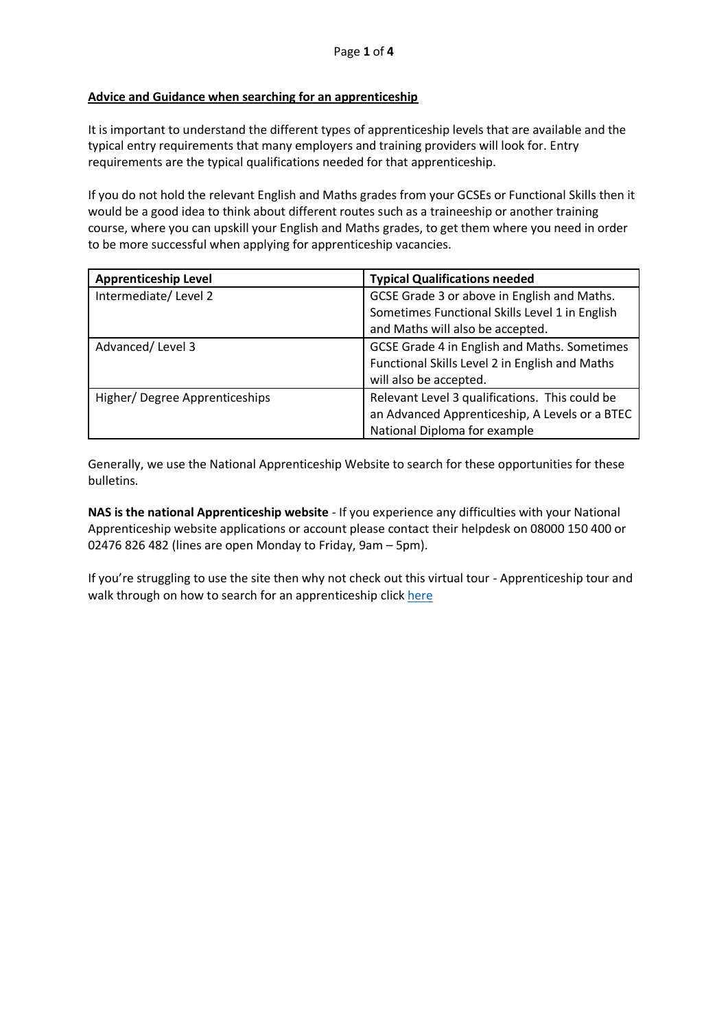## Advice and Guidance when searching for an apprenticeship

It is important to understand the different types of apprenticeship levels that are available and the typical entry requirements that many employers and training providers will look for. Entry requirements are the typical qualifications needed for that apprenticeship.

If you do not hold the relevant English and Maths grades from your GCSEs or Functional Skills then it would be a good idea to think about different routes such as a traineeship or another training course, where you can upskill your English and Maths grades, to get them where you need in order to be more successful when applying for apprenticeship vacancies.

| Apprenticeship Level | Typical Qualifications needed |
| --- | --- |
| Intermediate/ Level 2 | GCSE Grade 3 or above in English and Maths. Sometimes Functional Skills Level 1 in English and Maths will also be accepted. |
| Advanced/ Level 3 | GCSE Grade 4 in English and Maths. Sometimes Functional Skills Level 2 in English and Maths will also be accepted. |
| Higher/ Degree Apprenticeships | Relevant Level 3 qualifications. This could be an Advanced Apprenticeship, A Levels or a BTEC National Diploma for example |

Generally, we use the National Apprenticeship Website to search for these opportunities for these bulletins.

**NAS is the national Apprenticeship website** - If you experience any difficulties with your National Apprenticeship website applications or account please contact their helpdesk on 08000 150 400 or 02476 826 482 (lines are open Monday to Friday, 9am – 5pm).

If you're struggling to use the site then why not check out this virtual tour - Apprenticeship tour and walk through on how to search for an apprenticeship click here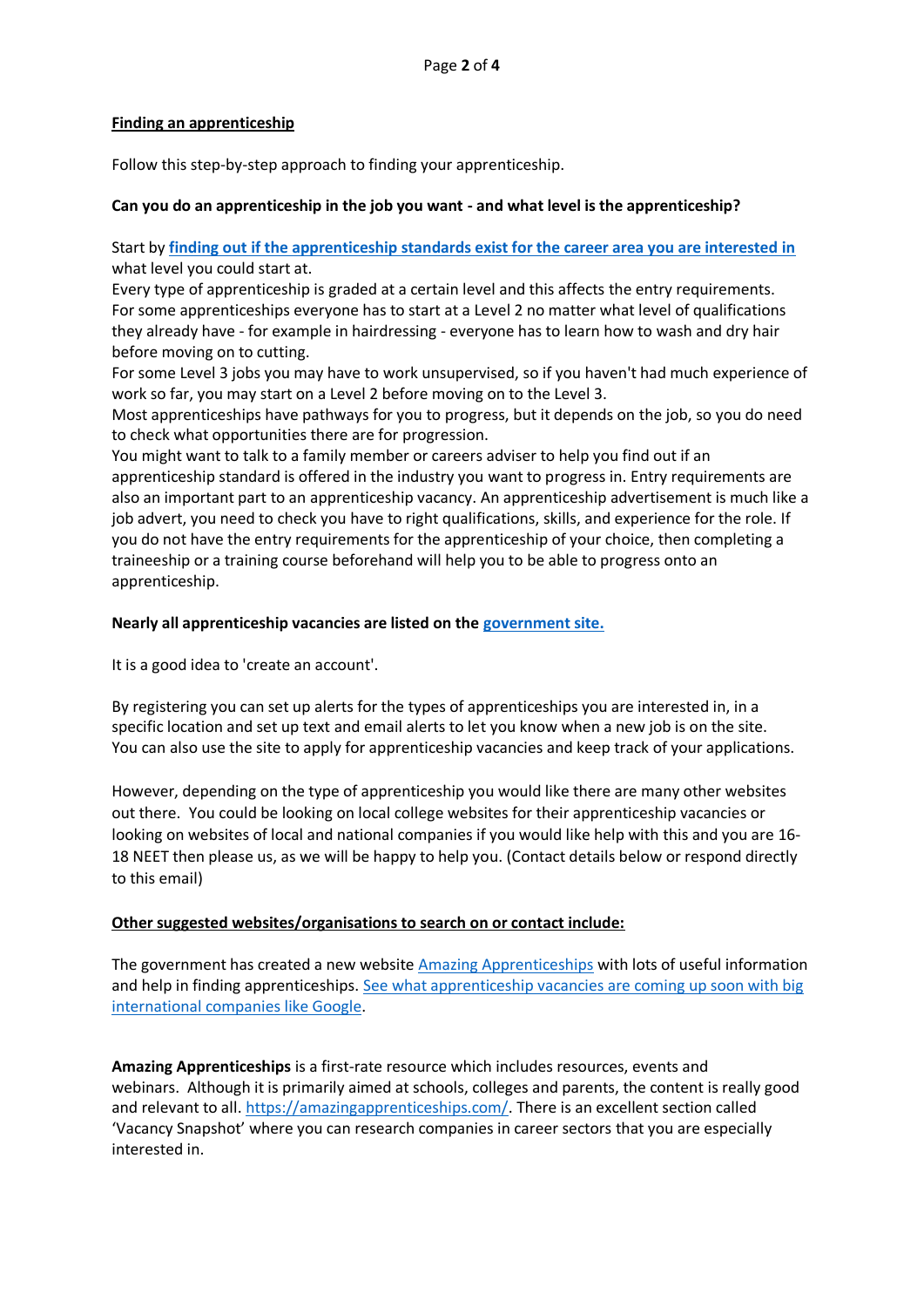## Finding an apprenticeship

Follow this step-by-step approach to finding your apprenticeship.

**Can you do an apprenticeship in the job you want - and what level is the apprenticeship?**

Start by **finding out if the apprenticeship standards exist for the career area you are interested in** what level you could start at.

Every type of apprenticeship is graded at a certain level and this affects the entry requirements. For some apprenticeships everyone has to start at a Level 2 no matter what level of qualifications they already have - for example in hairdressing - everyone has to learn how to wash and dry hair before moving on to cutting.

For some Level 3 jobs you may have to work unsupervised, so if you haven't had much experience of work so far, you may start on a Level 2 before moving on to the Level 3.

Most apprenticeships have pathways for you to progress, but it depends on the job, so you do need to check what opportunities there are for progression.

You might want to talk to a family member or careers adviser to help you find out if an apprenticeship standard is offered in the industry you want to progress in. Entry requirements are also an important part to an apprenticeship vacancy. An apprenticeship advertisement is much like a job advert, you need to check you have to right qualifications, skills, and experience for the role. If you do not have the entry requirements for the apprenticeship of your choice, then completing a traineeship or a training course beforehand will help you to be able to progress onto an apprenticeship.

**Nearly all apprenticeship vacancies are listed on the government site.**

It is a good idea to 'create an account'.

By registering you can set up alerts for the types of apprenticeships you are interested in, in a specific location and set up text and email alerts to let you know when a new job is on the site. You can also use the site to apply for apprenticeship vacancies and keep track of your applications.

However, depending on the type of apprenticeship you would like there are many other websites out there. You could be looking on local college websites for their apprenticeship vacancies or looking on websites of local and national companies if you would like help with this and you are 16-18 NEET then please us, as we will be happy to help you. (Contact details below or respond directly to this email)

## Other suggested websites/organisations to search on or contact include:

The government has created a new website Amazing Apprenticeships with lots of useful information and help in finding apprenticeships. See what apprenticeship vacancies are coming up soon with big international companies like Google.

**Amazing Apprenticeships** is a first-rate resource which includes resources, events and webinars. Although it is primarily aimed at schools, colleges and parents, the content is really good and relevant to all. https://amazingapprenticeships.com/. There is an excellent section called 'Vacancy Snapshot' where you can research companies in career sectors that you are especially interested in.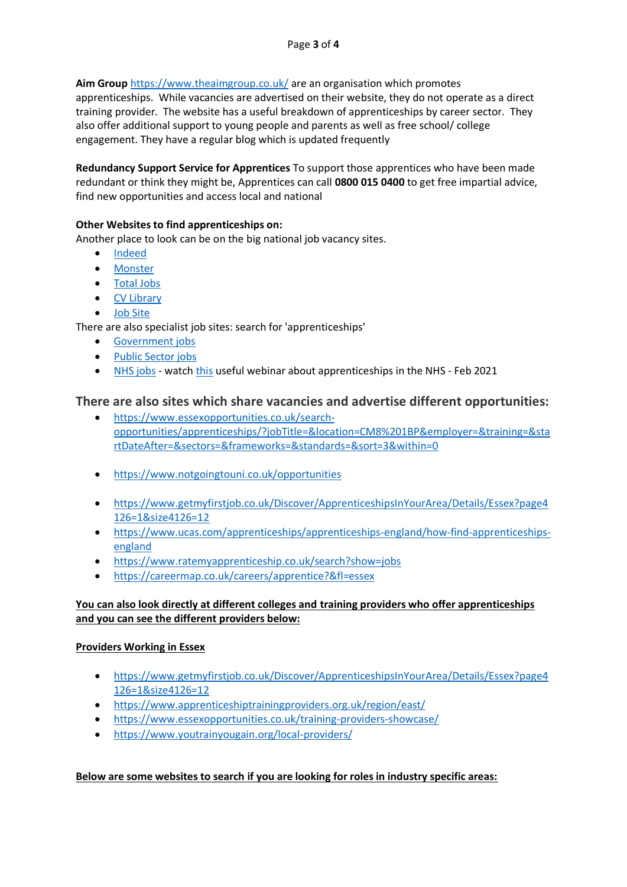**Aim Group** https://www.theaimgroup.co.uk/ are an organisation which promotes apprenticeships. While vacancies are advertised on their website, they do not operate as a direct training provider. The website has a useful breakdown of apprenticeships by career sector. They also offer additional support to young people and parents as well as free school/ college engagement. They have a regular blog which is updated frequently

**Redundancy Support Service for Apprentices** To support those apprentices who have been made redundant or think they might be, Apprentices can call **0800 015 0400** to get free impartial advice, find new opportunities and access local and national

**Other Websites to find apprenticeships on:**
Another place to look can be on the big national job vacancy sites.

- Indeed
- Monster
- Total Jobs
- CV Library
- Job Site

There are also specialist job sites: search for 'apprenticeships'

- Government jobs
- Public Sector jobs
- NHS jobs - watch this useful webinar about apprenticeships in the NHS - Feb 2021

## There are also sites which share vacancies and advertise different opportunities:

- https://www.essexopportunities.co.uk/search-opportunities/apprenticeships/?jobTitle=&location=CM8%201BP&employer=&training=&startDateAfter=&sectors=&frameworks=&standards=&sort=3&within=0
- https://www.notgoingtouni.co.uk/opportunities
- https://www.getmyfirstjob.co.uk/Discover/ApprenticeshipsInYourArea/Details/Essex?page4126=1&size4126=12
- https://www.ucas.com/apprenticeships/apprenticeships-england/how-find-apprenticeships-england
- https://www.ratemyapprenticeship.co.uk/search?show=jobs
- https://careermap.co.uk/careers/apprentice?&fl=essex

**You can also look directly at different colleges and training providers who offer apprenticeships and you can see the different providers below:**

**Providers Working in Essex**

- https://www.getmyfirstjob.co.uk/Discover/ApprenticeshipsInYourArea/Details/Essex?page4126=1&size4126=12
- https://www.apprenticeshiptrainingproviders.org.uk/region/east/
- https://www.essexopportunities.co.uk/training-providers-showcase/
- https://www.youtrainyougain.org/local-providers/

**Below are some websites to search if you are looking for roles in industry specific areas:**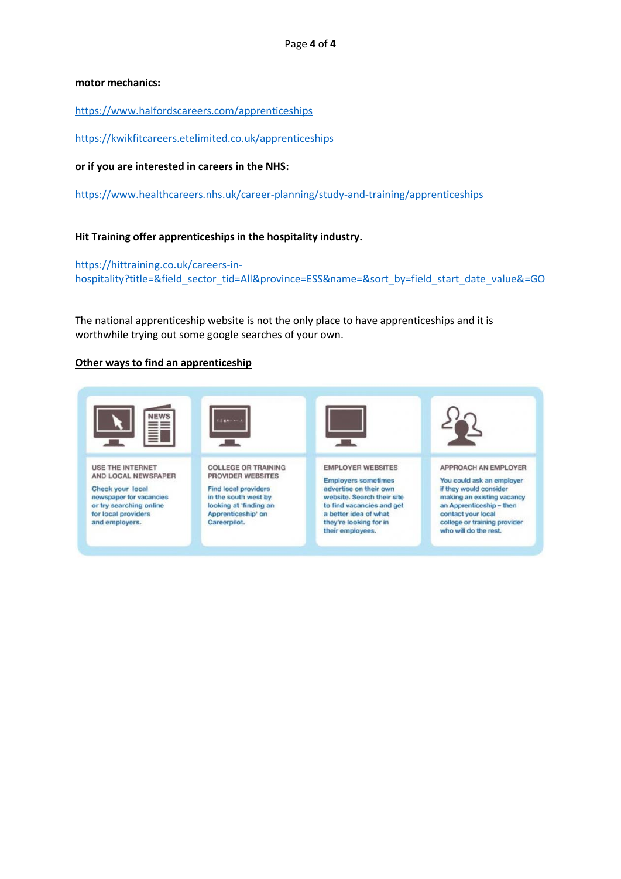**motor mechanics:**

https://www.halfordscareers.com/apprenticeships

https://kwikfitcareers.etelimited.co.uk/apprenticeships

**or if you are interested in careers in the NHS:**

https://www.healthcareers.nhs.uk/career-planning/study-and-training/apprenticeships

**Hit Training offer apprenticeships in the hospitality industry.**

https://hittraining.co.uk/careers-in-hospitality?title=&field_sector_tid=All&province=ESS&name=&sort_by=field_start_date_value&=GO

The national apprenticeship website is not the only place to have apprenticeships and it is worthwhile trying out some google searches of your own.

**Other ways to find an apprenticeship**

NEWS

USE THE INTERNET AND LOCAL NEWSPAPER

Check your local newspaper for vacancies or try searching online for local providers and employers.

COLLEGE OR TRAINING PROVIDER WEBSITES

Find local providers in the south west by looking at 'finding an Apprenticeship' on Careerpilot.

EMPLOYER WEBSITES

Employers sometimes advertise on their own website. Search their site to find vacancies and get a better idea of what they're looking for in their employees.

APPROACH AN EMPLOYER

You could ask an employer if they would consider making an existing vacancy an Apprenticeship – then contact your local college or training provider who will do the rest.